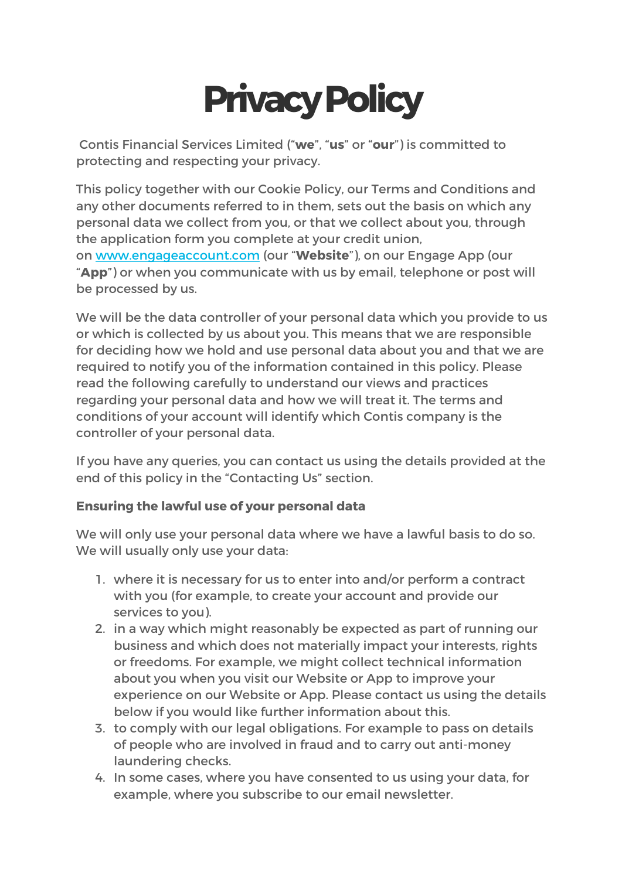# Privacy Policy

Contis Financial Services Limited ("**we**", "**us**" or "**our**") is committed to protecting and respecting your privacy.

This policy together with our Cookie Policy, our Terms and Conditions and any other documents referred to in them, sets out the basis on which any personal data we collect from you, or that we collect about you, through the application form you complete at your credit union, on [www.engageaccount.com](http://www.engageaccount.com) (our "**Website**"), on our Engage App (our "**App**") or when you communicate with us by email, telephone or post will be processed by us.

We will be the data controller of your personal data which you provide to us or which is collected by us about you. This means that we are responsible for deciding how we hold and use personal data about you and that we are required to notify you of the information contained in this policy. Please read the following carefully to understand our views and practices regarding your personal data and how we will treat it. The terms and conditions of your account will identify which Contis company is the controller of your personal data.

If you have any queries, you can contact us using the details provided at the end of this policy in the "Contacting Us" section.

**Ensuring the lawful use of your personal data**

We will only use your personal data where we have a lawful basis to do so. We will usually only use your data:

1. where it is necessary for us to enter into and/or perform a contract with you (for example, to create your account and provide our services to you).
2. in a way which might reasonably be expected as part of running our business and which does not materially impact your interests, rights or freedoms. For example, we might collect technical information about you when you visit our Website or App to improve your experience on our Website or App. Please contact us using the details below if you would like further information about this.
3. to comply with our legal obligations. For example to pass on details of people who are involved in fraud and to carry out anti-money laundering checks.
4. In some cases, where you have consented to us using your data, for example, where you subscribe to our email newsletter.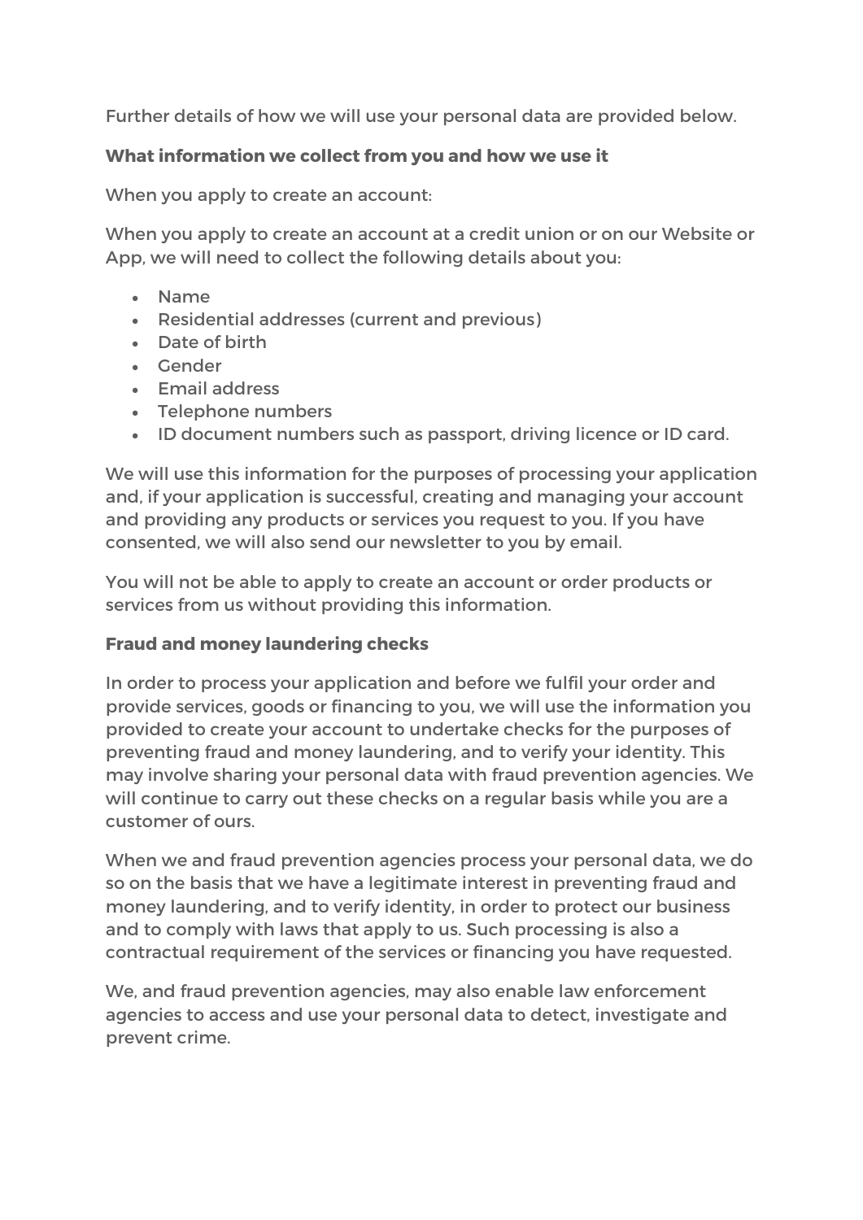Further details of how we will use your personal data are provided below.

**What information we collect from you and how we use it**

When you apply to create an account:

When you apply to create an account at a credit union or on our Website or App, we will need to collect the following details about you:

- Name
- Residential addresses (current and previous)
- Date of birth
- Gender
- Email address
- Telephone numbers
- ID document numbers such as passport, driving licence or ID card.

We will use this information for the purposes of processing your application and, if your application is successful, creating and managing your account and providing any products or services you request to you. If you have consented, we will also send our newsletter to you by email.

You will not be able to apply to create an account or order products or services from us without providing this information.

**Fraud and money laundering checks**

In order to process your application and before we fulfil your order and provide services, goods or financing to you, we will use the information you provided to create your account to undertake checks for the purposes of preventing fraud and money laundering, and to verify your identity. This may involve sharing your personal data with fraud prevention agencies. We will continue to carry out these checks on a regular basis while you are a customer of ours.

When we and fraud prevention agencies process your personal data, we do so on the basis that we have a legitimate interest in preventing fraud and money laundering, and to verify identity, in order to protect our business and to comply with laws that apply to us. Such processing is also a contractual requirement of the services or financing you have requested.

We, and fraud prevention agencies, may also enable law enforcement agencies to access and use your personal data to detect, investigate and prevent crime.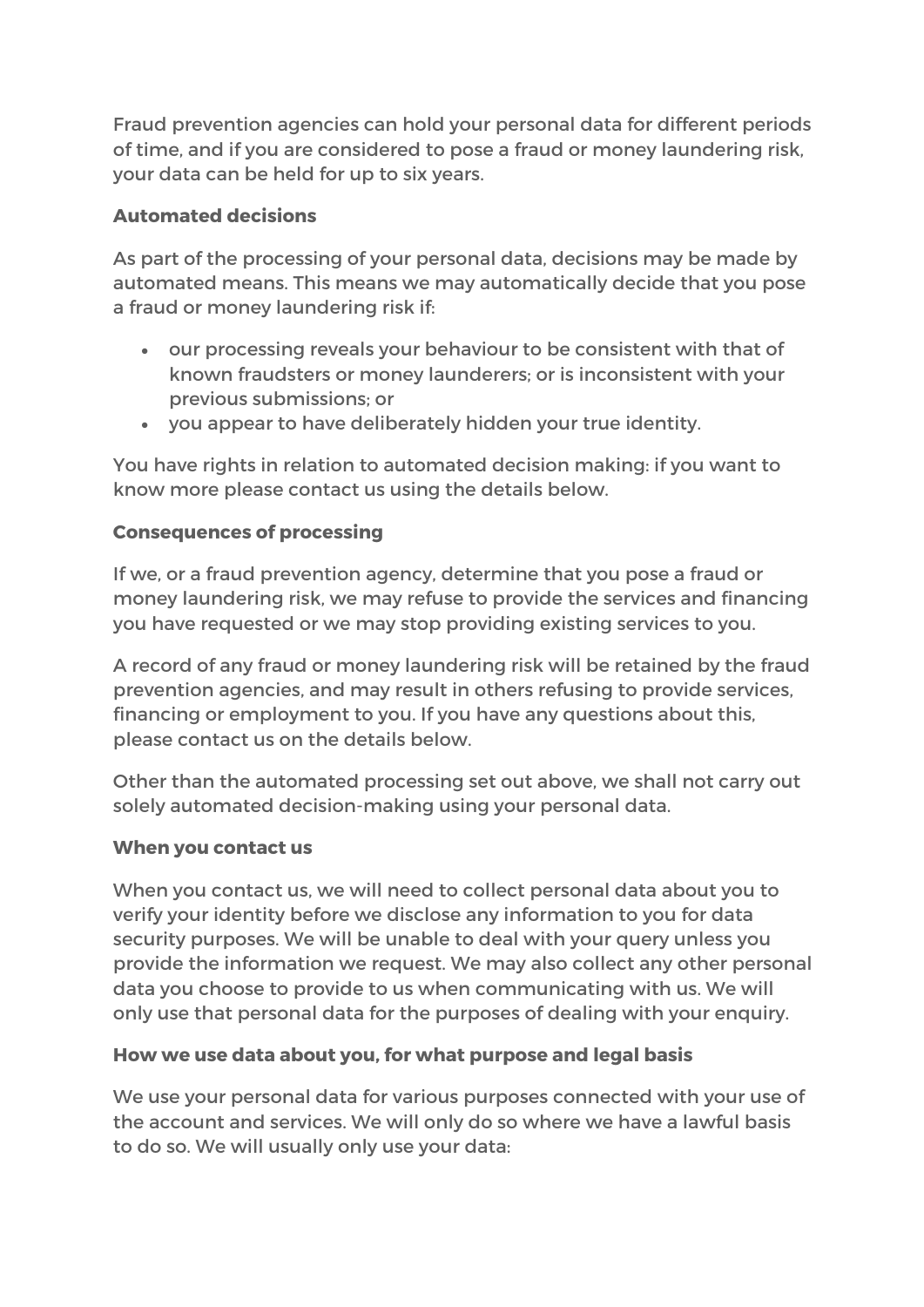Fraud prevention agencies can hold your personal data for different periods of time, and if you are considered to pose a fraud or money laundering risk, your data can be held for up to six years.

**Automated decisions**

As part of the processing of your personal data, decisions may be made by automated means. This means we may automatically decide that you pose a fraud or money laundering risk if:

- our processing reveals your behaviour to be consistent with that of known fraudsters or money launderers; or is inconsistent with your previous submissions; or
- you appear to have deliberately hidden your true identity.

You have rights in relation to automated decision making: if you want to know more please contact us using the details below.

**Consequences of processing**

If we, or a fraud prevention agency, determine that you pose a fraud or money laundering risk, we may refuse to provide the services and financing you have requested or we may stop providing existing services to you.

A record of any fraud or money laundering risk will be retained by the fraud prevention agencies, and may result in others refusing to provide services, financing or employment to you. If you have any questions about this, please contact us on the details below.

Other than the automated processing set out above, we shall not carry out solely automated decision-making using your personal data.

**When you contact us**

When you contact us, we will need to collect personal data about you to verify your identity before we disclose any information to you for data security purposes. We will be unable to deal with your query unless you provide the information we request. We may also collect any other personal data you choose to provide to us when communicating with us. We will only use that personal data for the purposes of dealing with your enquiry.

**How we use data about you, for what purpose and legal basis**

We use your personal data for various purposes connected with your use of the account and services. We will only do so where we have a lawful basis to do so. We will usually only use your data: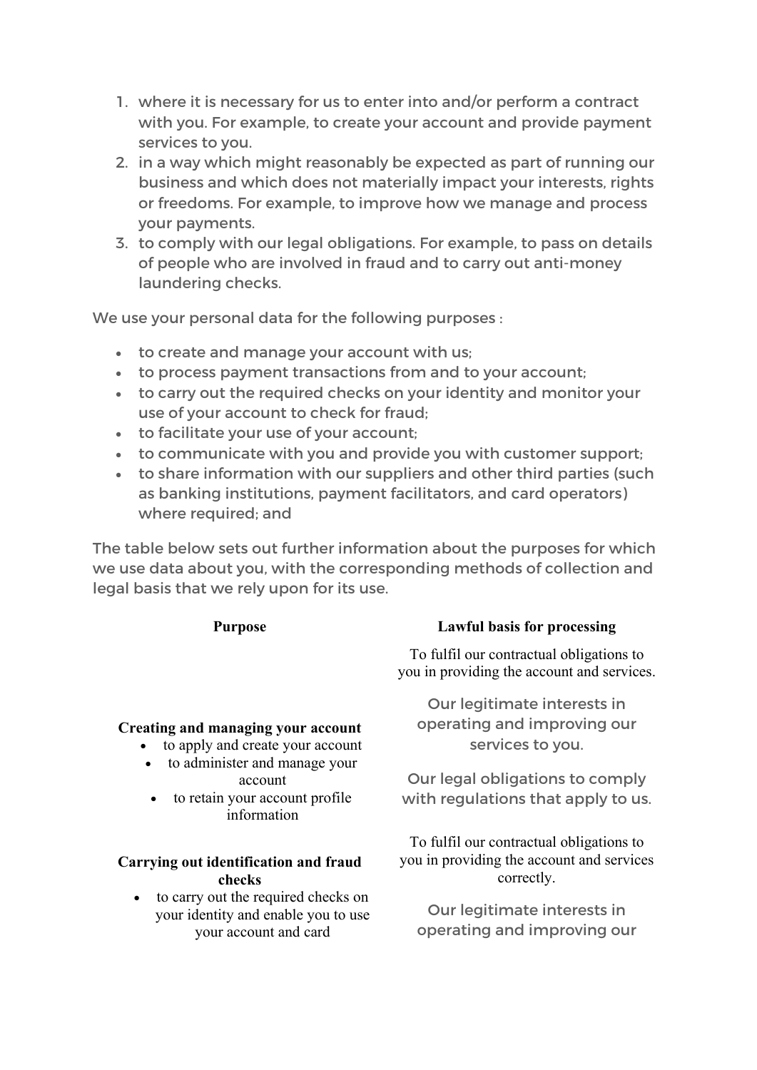1. where it is necessary for us to enter into and/or perform a contract with you. For example, to create your account and provide payment services to you.
2. in a way which might reasonably be expected as part of running our business and which does not materially impact your interests, rights or freedoms. For example, to improve how we manage and process your payments.
3. to comply with our legal obligations. For example, to pass on details of people who are involved in fraud and to carry out anti-money laundering checks.

We use your personal data for the following purposes :

- to create and manage your account with us;
- to process payment transactions from and to your account;
- to carry out the required checks on your identity and monitor your use of your account to check for fraud;
- to facilitate your use of your account;
- to communicate with you and provide you with customer support;
- to share information with our suppliers and other third parties (such as banking institutions, payment facilitators, and card operators) where required; and

The table below sets out further information about the purposes for which we use data about you, with the corresponding methods of collection and legal basis that we rely upon for its use.

| Purpose | Lawful basis for processing |
| --- | --- |
| **Creating and managing your account**<br>• to apply and create your account<br>• to administer and manage your account<br>• to retain your account profile information | To fulfil our contractual obligations to you in providing the account and services.<br><br>Our legitimate interests in operating and improving our services to you.<br><br>Our legal obligations to comply with regulations that apply to us. |
| **Carrying out identification and fraud checks**<br>• to carry out the required checks on your identity and enable you to use your account and card | To fulfil our contractual obligations to you in providing the account and services correctly.<br><br>Our legitimate interests in operating and improving our |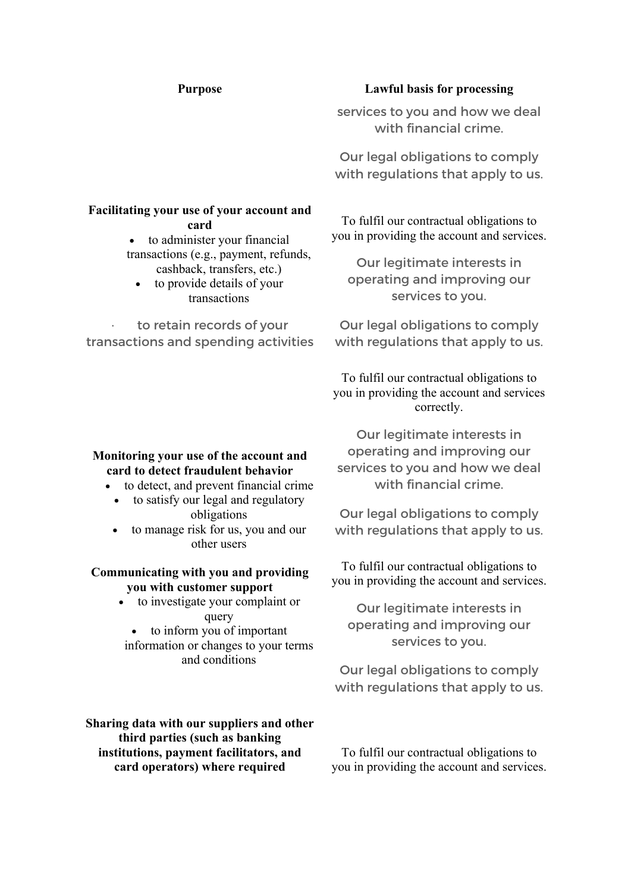| Purpose | Lawful basis for processing |
|---|---|
| | services to you and how we deal with financial crime.<br><br>Our legal obligations to comply with regulations that apply to us. |
| **Facilitating your use of your account and card**<br>• to administer your financial transactions (e.g., payment, refunds, cashback, transfers, etc.)<br>• to provide details of your transactions<br>· to retain records of your transactions and spending activities | To fulfil our contractual obligations to you in providing the account and services.<br><br>Our legitimate interests in operating and improving our services to you.<br><br>Our legal obligations to comply with regulations that apply to us. |
| **Monitoring your use of the account and card to detect fraudulent behavior**<br>• to detect, and prevent financial crime<br>• to satisfy our legal and regulatory obligations<br>• to manage risk for us, you and our other users | To fulfil our contractual obligations to you in providing the account and services correctly.<br><br>Our legitimate interests in operating and improving our services to you and how we deal with financial crime.<br><br>Our legal obligations to comply with regulations that apply to us. |
| **Communicating with you and providing you with customer support**<br>• to investigate your complaint or query<br>• to inform you of important information or changes to your terms and conditions | To fulfil our contractual obligations to you in providing the account and services.<br><br>Our legitimate interests in operating and improving our services to you.<br><br>Our legal obligations to comply with regulations that apply to us. |
| **Sharing data with our suppliers and other third parties (such as banking institutions, payment facilitators, and card operators) where required** | To fulfil our contractual obligations to you in providing the account and services. |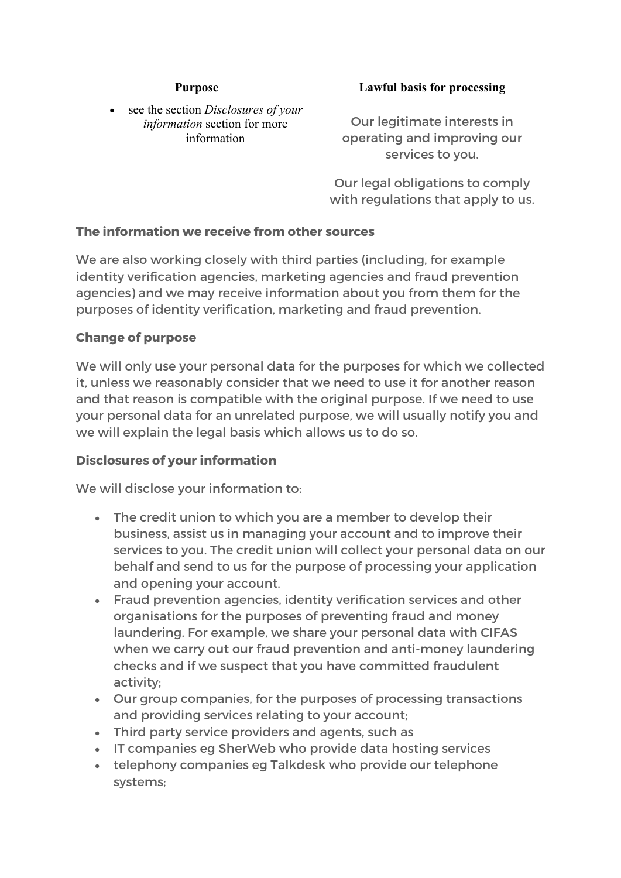| Purpose | Lawful basis for processing |
| --- | --- |
| • see the section *Disclosures of your information* section for more information | Our legitimate interests in operating and improving our services to you.<br><br>Our legal obligations to comply with regulations that apply to us. |

**The information we receive from other sources**

We are also working closely with third parties (including, for example identity verification agencies, marketing agencies and fraud prevention agencies) and we may receive information about you from them for the purposes of identity verification, marketing and fraud prevention.

**Change of purpose**

We will only use your personal data for the purposes for which we collected it, unless we reasonably consider that we need to use it for another reason and that reason is compatible with the original purpose. If we need to use your personal data for an unrelated purpose, we will usually notify you and we will explain the legal basis which allows us to do so.

**Disclosures of your information**

We will disclose your information to:

- The credit union to which you are a member to develop their business, assist us in managing your account and to improve their services to you. The credit union will collect your personal data on our behalf and send to us for the purpose of processing your application and opening your account.
- Fraud prevention agencies, identity verification services and other organisations for the purposes of preventing fraud and money laundering. For example, we share your personal data with CIFAS when we carry out our fraud prevention and anti-money laundering checks and if we suspect that you have committed fraudulent activity;
- Our group companies, for the purposes of processing transactions and providing services relating to your account;
- Third party service providers and agents, such as
- IT companies eg SherWeb who provide data hosting services
- telephony companies eg Talkdesk who provide our telephone systems;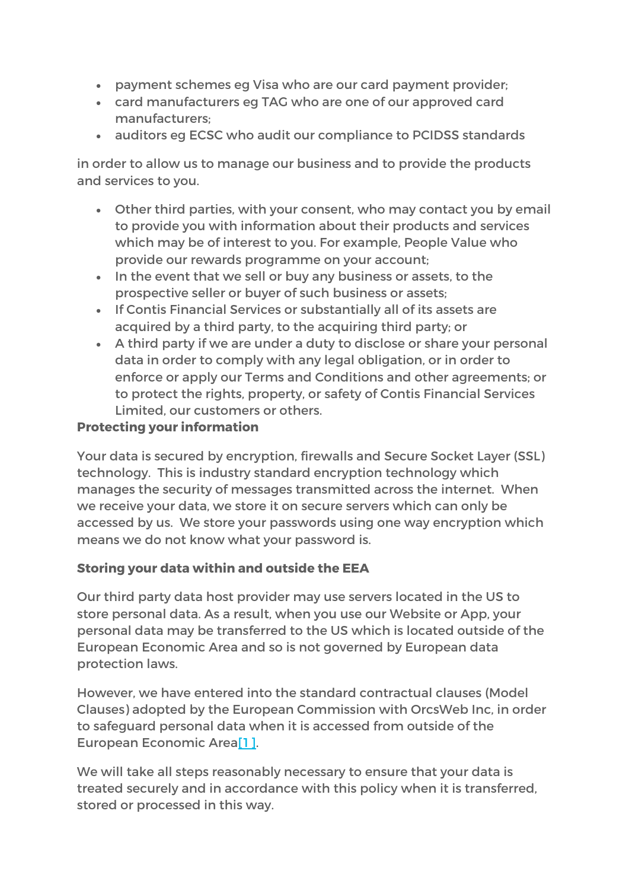- payment schemes eg Visa who are our card payment provider;
- card manufacturers eg TAG who are one of our approved card manufacturers;
- auditors eg ECSC who audit our compliance to PCIDSS standards

in order to allow us to manage our business and to provide the products and services to you.

- Other third parties, with your consent, who may contact you by email to provide you with information about their products and services which may be of interest to you. For example, People Value who provide our rewards programme on your account;
- In the event that we sell or buy any business or assets, to the prospective seller or buyer of such business or assets;
- If Contis Financial Services or substantially all of its assets are acquired by a third party, to the acquiring third party; or
- A third party if we are under a duty to disclose or share your personal data in order to comply with any legal obligation, or in order to enforce or apply our Terms and Conditions and other agreements; or to protect the rights, property, or safety of Contis Financial Services Limited, our customers or others.

**Protecting your information**

Your data is secured by encryption, firewalls and Secure Socket Layer (SSL) technology. This is industry standard encryption technology which manages the security of messages transmitted across the internet. When we receive your data, we store it on secure servers which can only be accessed by us. We store your passwords using one way encryption which means we do not know what your password is.

**Storing your data within and outside the EEA**

Our third party data host provider may use servers located in the US to store personal data. As a result, when you use our Website or App, your personal data may be transferred to the US which is located outside of the European Economic Area and so is not governed by European data protection laws.

However, we have entered into the standard contractual clauses (Model Clauses) adopted by the European Commission with OrcsWeb Inc, in order to safeguard personal data when it is accessed from outside of the European Economic Area[1].

We will take all steps reasonably necessary to ensure that your data is treated securely and in accordance with this policy when it is transferred, stored or processed in this way.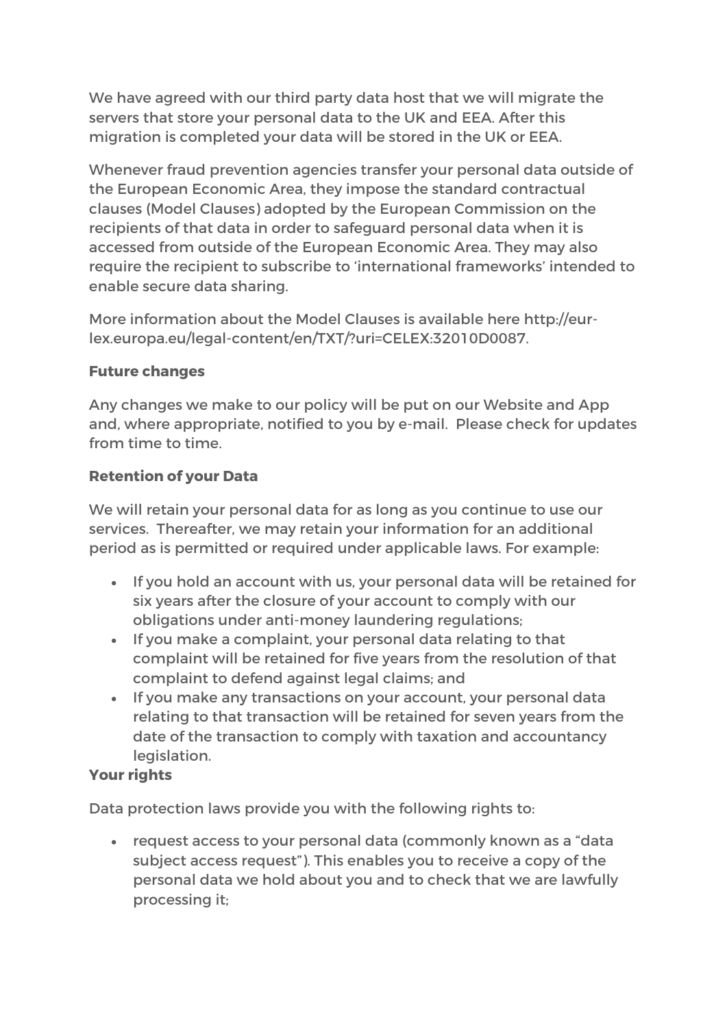We have agreed with our third party data host that we will migrate the servers that store your personal data to the UK and EEA. After this migration is completed your data will be stored in the UK or EEA.

Whenever fraud prevention agencies transfer your personal data outside of the European Economic Area, they impose the standard contractual clauses (Model Clauses) adopted by the European Commission on the recipients of that data in order to safeguard personal data when it is accessed from outside of the European Economic Area. They may also require the recipient to subscribe to 'international frameworks' intended to enable secure data sharing.

More information about the Model Clauses is available here http://eur-lex.europa.eu/legal-content/en/TXT/?uri=CELEX:32010D0087.

**Future changes**

Any changes we make to our policy will be put on our Website and App and, where appropriate, notified to you by e-mail. Please check for updates from time to time.

**Retention of your Data**

We will retain your personal data for as long as you continue to use our services. Thereafter, we may retain your information for an additional period as is permitted or required under applicable laws. For example:

- If you hold an account with us, your personal data will be retained for six years after the closure of your account to comply with our obligations under anti-money laundering regulations;
- If you make a complaint, your personal data relating to that complaint will be retained for five years from the resolution of that complaint to defend against legal claims; and
- If you make any transactions on your account, your personal data relating to that transaction will be retained for seven years from the date of the transaction to comply with taxation and accountancy legislation.

**Your rights**

Data protection laws provide you with the following rights to:

- request access to your personal data (commonly known as a "data subject access request"). This enables you to receive a copy of the personal data we hold about you and to check that we are lawfully processing it;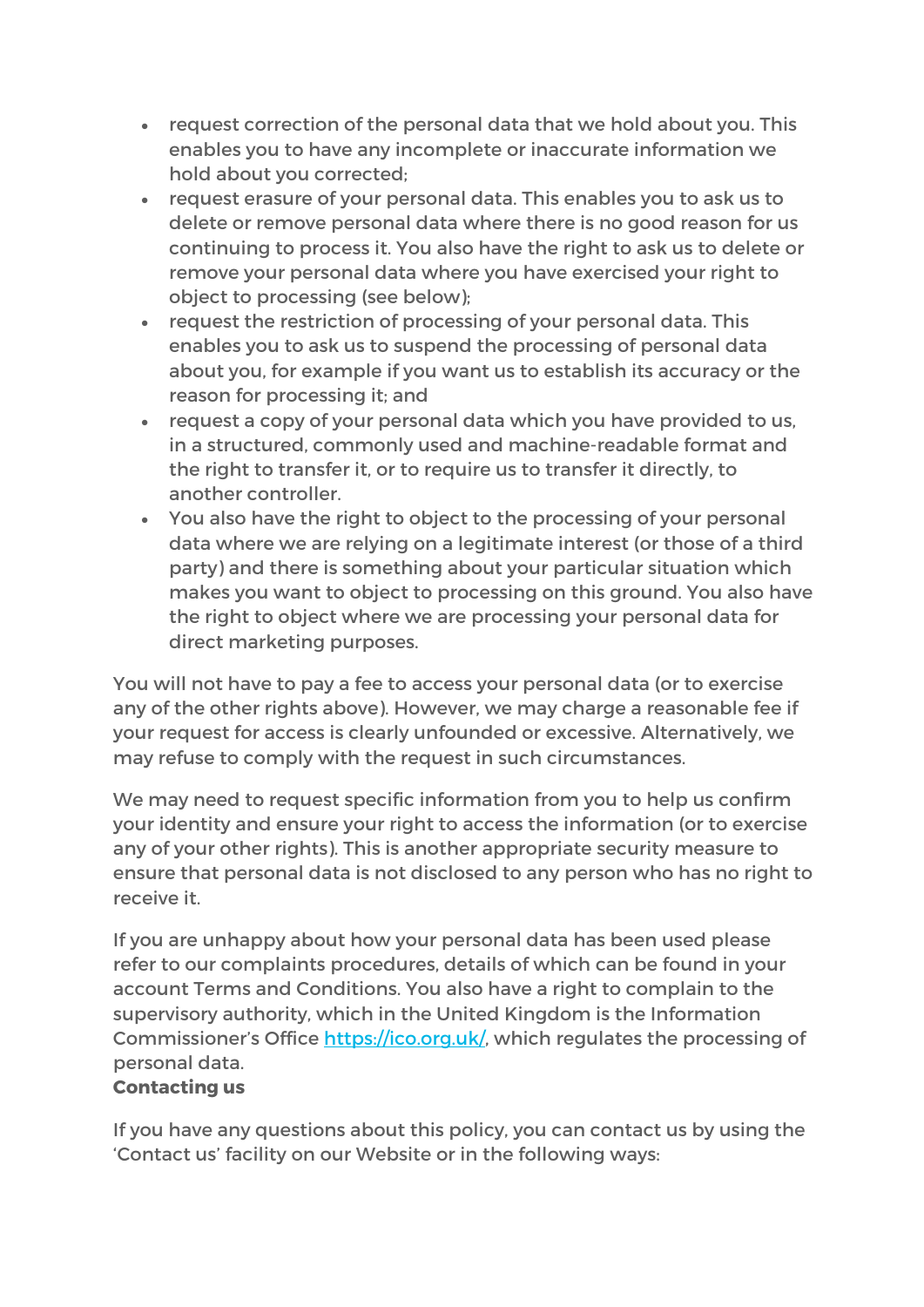- request correction of the personal data that we hold about you. This enables you to have any incomplete or inaccurate information we hold about you corrected;
- request erasure of your personal data. This enables you to ask us to delete or remove personal data where there is no good reason for us continuing to process it. You also have the right to ask us to delete or remove your personal data where you have exercised your right to object to processing (see below);
- request the restriction of processing of your personal data. This enables you to ask us to suspend the processing of personal data about you, for example if you want us to establish its accuracy or the reason for processing it; and
- request a copy of your personal data which you have provided to us, in a structured, commonly used and machine-readable format and the right to transfer it, or to require us to transfer it directly, to another controller.
- You also have the right to object to the processing of your personal data where we are relying on a legitimate interest (or those of a third party) and there is something about your particular situation which makes you want to object to processing on this ground. You also have the right to object where we are processing your personal data for direct marketing purposes.

You will not have to pay a fee to access your personal data (or to exercise any of the other rights above). However, we may charge a reasonable fee if your request for access is clearly unfounded or excessive. Alternatively, we may refuse to comply with the request in such circumstances.

We may need to request specific information from you to help us confirm your identity and ensure your right to access the information (or to exercise any of your other rights). This is another appropriate security measure to ensure that personal data is not disclosed to any person who has no right to receive it.

If you are unhappy about how your personal data has been used please refer to our complaints procedures, details of which can be found in your account Terms and Conditions. You also have a right to complain to the supervisory authority, which in the United Kingdom is the Information Commissioner's Office [https://ico.org.uk/](https://ico.org.uk/), which regulates the processing of personal data.

**Contacting us**

If you have any questions about this policy, you can contact us by using the 'Contact us' facility on our Website or in the following ways: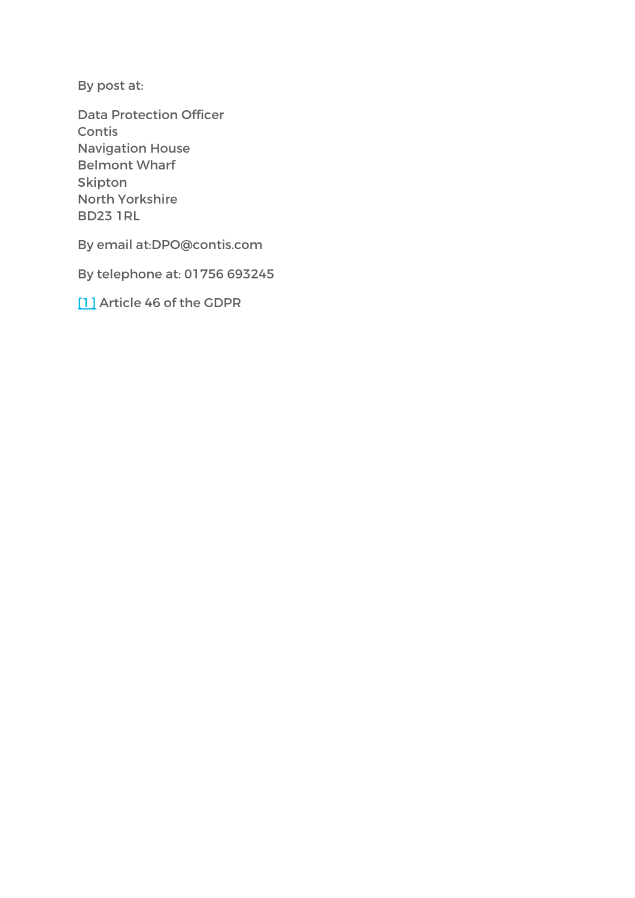By post at:

Data Protection Officer
Contis
Navigation House
Belmont Wharf
Skipton
North Yorkshire
BD23 1RL

By email at:DPO@contis.com

By telephone at: 01756 693245

[1] Article 46 of the GDPR